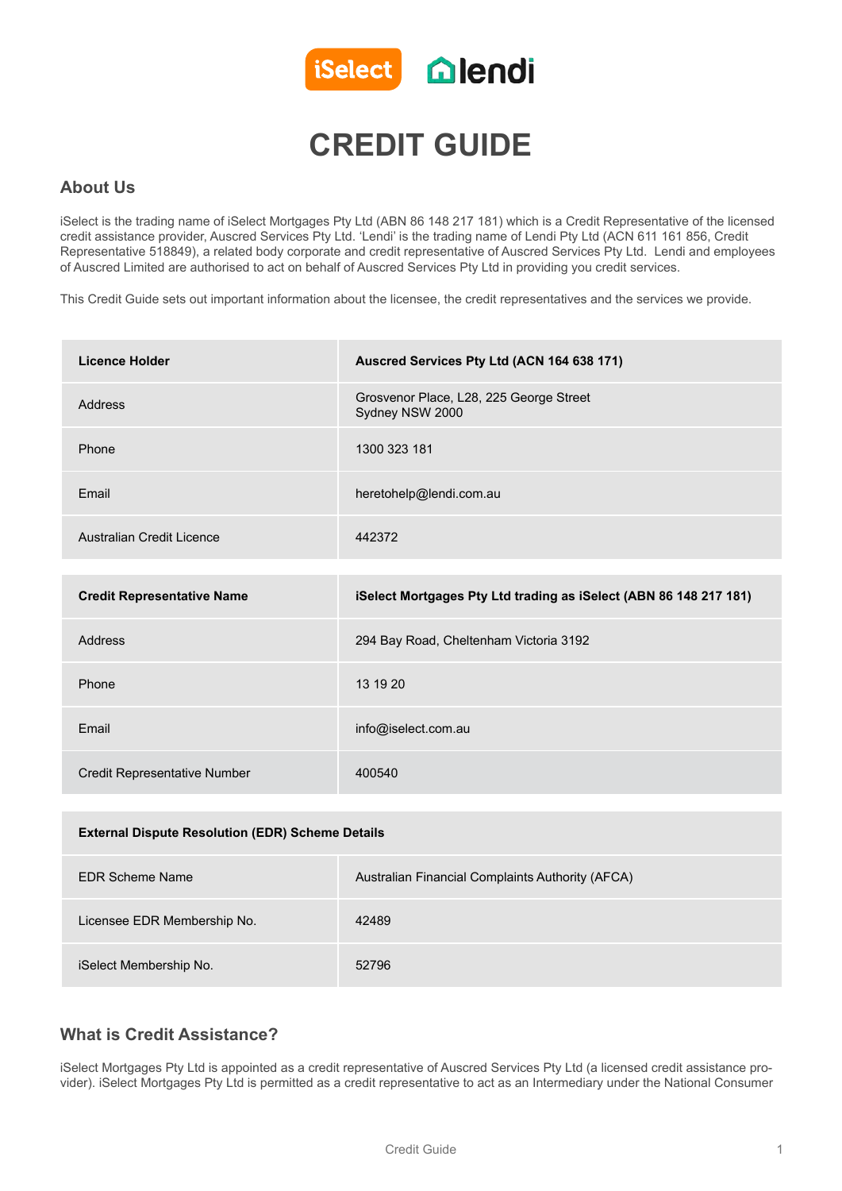# CREDIT GUIDE

## About Us

iSelect is the trading name of iSelect Mortgages Pty Ltd (ABN 86 148 217 181) which is a Credit Representative of the licensed credit assistance provider, Auscred Services Pty Ltd. 'Lendi' is the trading name of Lendi Pty Ltd (ACN 611 161 856, Credit Representative 518849), a related body corporate and credit representative of Auscred Services Pty Ltd. Lendi and employees of Auscred Limited are authorised to act on behalf of Auscred Services Pty Ltd in providing you credit services.

This Credit Guide sets out important information about the licensee, the credit representatives and the services we provide.

| **Licence Holder** | **Auscred Services Pty Ltd (ACN 164 638 171)** |
|---|---|
| Address | Grosvenor Place, L28, 225 George Street Sydney NSW 2000 |
| Phone | 1300 323 181 |
| Email | heretohelp@lendi.com.au |
| Australian Credit Licence | 442372 |

| **Credit Representative Name** | **iSelect Mortgages Pty Ltd trading as iSelect (ABN 86 148 217 181)** |
|---|---|
| Address | 294 Bay Road, Cheltenham Victoria 3192 |
| Phone | 13 19 20 |
| Email | info@iselect.com.au |
| Credit Representative Number | 400540 |

| **External Dispute Resolution (EDR) Scheme Details** | |
|---|---|
| EDR Scheme Name | Australian Financial Complaints Authority (AFCA) |
| Licensee EDR Membership No. | 42489 |
| iSelect Membership No. | 52796 |

## What is Credit Assistance?

iSelect Mortgages Pty Ltd is appointed as a credit representative of Auscred Services Pty Ltd (a licensed credit assistance provider). iSelect Mortgages Pty Ltd is permitted as a credit representative to act as an Intermediary under the National Consumer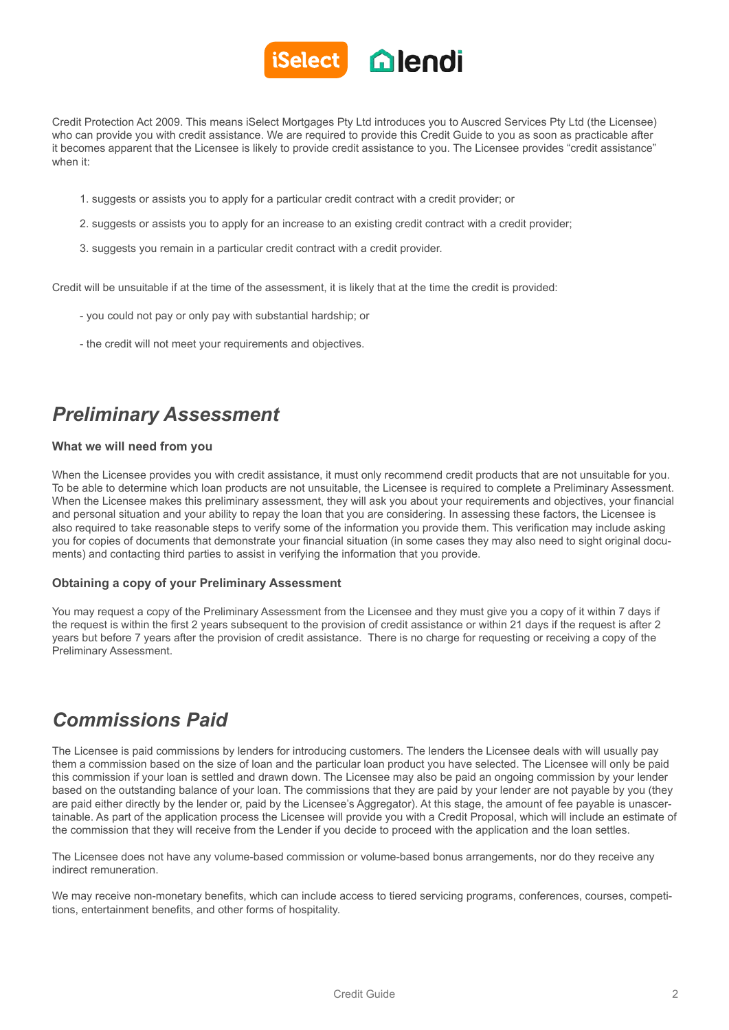Credit Protection Act 2009. This means iSelect Mortgages Pty Ltd introduces you to Auscred Services Pty Ltd (the Licensee) who can provide you with credit assistance. We are required to provide this Credit Guide to you as soon as practicable after it becomes apparent that the Licensee is likely to provide credit assistance to you. The Licensee provides "credit assistance" when it:

1. suggests or assists you to apply for a particular credit contract with a credit provider; or
2. suggests or assists you to apply for an increase to an existing credit contract with a credit provider;
3. suggests you remain in a particular credit contract with a credit provider.

Credit will be unsuitable if at the time of the assessment, it is likely that at the time the credit is provided:

- you could not pay or only pay with substantial hardship; or
- the credit will not meet your requirements and objectives.

## *Preliminary Assessment*

### What we will need from you

When the Licensee provides you with credit assistance, it must only recommend credit products that are not unsuitable for you. To be able to determine which loan products are not unsuitable, the Licensee is required to complete a Preliminary Assessment. When the Licensee makes this preliminary assessment, they will ask you about your requirements and objectives, your financial and personal situation and your ability to repay the loan that you are considering. In assessing these factors, the Licensee is also required to take reasonable steps to verify some of the information you provide them. This verification may include asking you for copies of documents that demonstrate your financial situation (in some cases they may also need to sight original documents) and contacting third parties to assist in verifying the information that you provide.

### Obtaining a copy of your Preliminary Assessment

You may request a copy of the Preliminary Assessment from the Licensee and they must give you a copy of it within 7 days if the request is within the first 2 years subsequent to the provision of credit assistance or within 21 days if the request is after 2 years but before 7 years after the provision of credit assistance. There is no charge for requesting or receiving a copy of the Preliminary Assessment.

## *Commissions Paid*

The Licensee is paid commissions by lenders for introducing customers. The lenders the Licensee deals with will usually pay them a commission based on the size of loan and the particular loan product you have selected. The Licensee will only be paid this commission if your loan is settled and drawn down. The Licensee may also be paid an ongoing commission by your lender based on the outstanding balance of your loan. The commissions that they are paid by your lender are not payable by you (they are paid either directly by the lender or, paid by the Licensee's Aggregator). At this stage, the amount of fee payable is unascertainable. As part of the application process the Licensee will provide you with a Credit Proposal, which will include an estimate of the commission that they will receive from the Lender if you decide to proceed with the application and the loan settles.

The Licensee does not have any volume-based commission or volume-based bonus arrangements, nor do they receive any indirect remuneration.

We may receive non-monetary benefits, which can include access to tiered servicing programs, conferences, courses, competitions, entertainment benefits, and other forms of hospitality.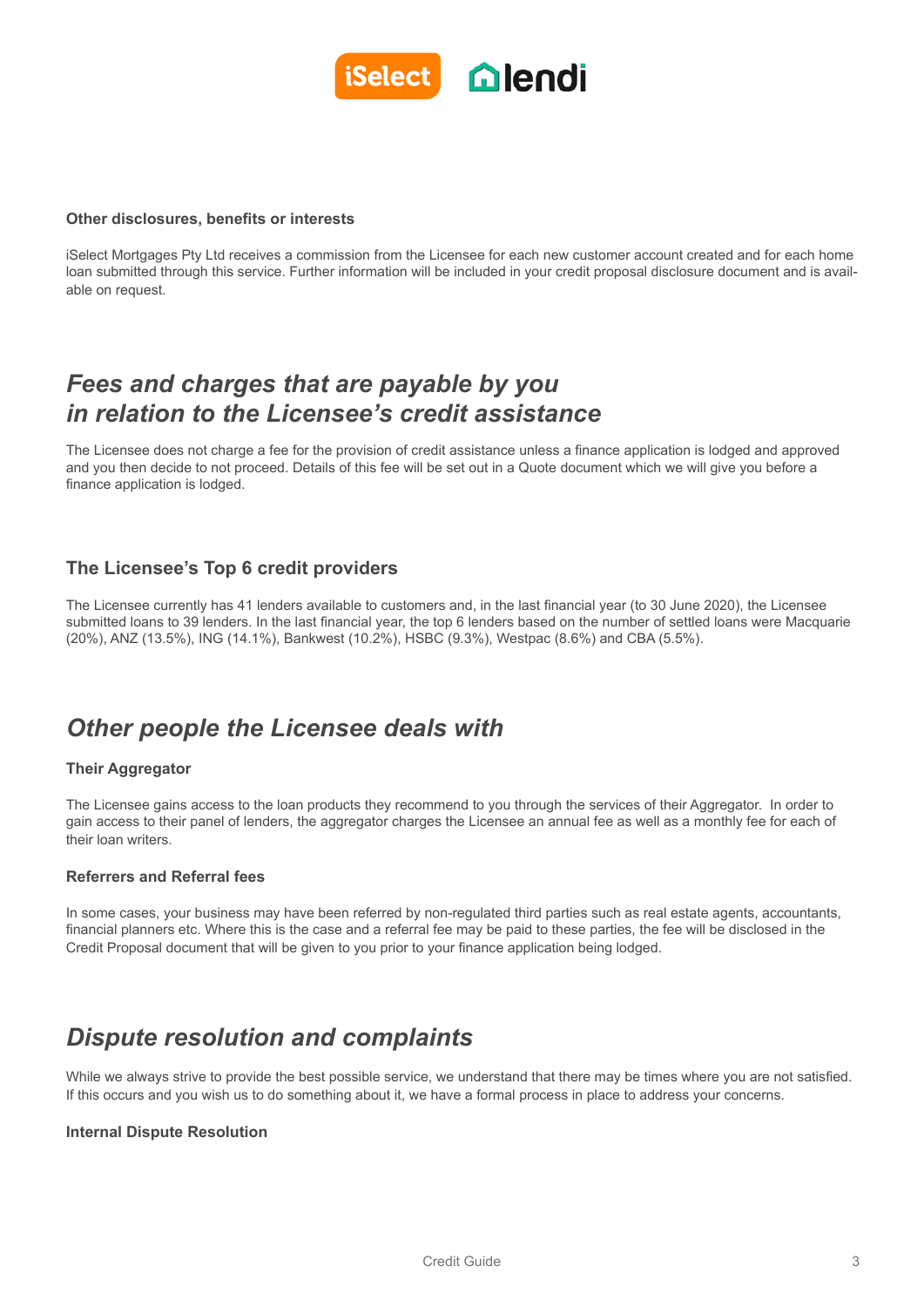#### Other disclosures, benefits or interests

iSelect Mortgages Pty Ltd receives a commission from the Licensee for each new customer account created and for each home loan submitted through this service. Further information will be included in your credit proposal disclosure document and is available on request.

## *Fees and charges that are payable by you in relation to the Licensee's credit assistance*

The Licensee does not charge a fee for the provision of credit assistance unless a finance application is lodged and approved and you then decide to not proceed. Details of this fee will be set out in a Quote document which we will give you before a finance application is lodged.

### The Licensee's Top 6 credit providers

The Licensee currently has 41 lenders available to customers and, in the last financial year (to 30 June 2020), the Licensee submitted loans to 39 lenders. In the last financial year, the top 6 lenders based on the number of settled loans were Macquarie (20%), ANZ (13.5%), ING (14.1%), Bankwest (10.2%), HSBC (9.3%), Westpac (8.6%) and CBA (5.5%).

## *Other people the Licensee deals with*

#### Their Aggregator

The Licensee gains access to the loan products they recommend to you through the services of their Aggregator. In order to gain access to their panel of lenders, the aggregator charges the Licensee an annual fee as well as a monthly fee for each of their loan writers.

#### Referrers and Referral fees

In some cases, your business may have been referred by non-regulated third parties such as real estate agents, accountants, financial planners etc. Where this is the case and a referral fee may be paid to these parties, the fee will be disclosed in the Credit Proposal document that will be given to you prior to your finance application being lodged.

## *Dispute resolution and complaints*

While we always strive to provide the best possible service, we understand that there may be times where you are not satisfied. If this occurs and you wish us to do something about it, we have a formal process in place to address your concerns.

#### Internal Dispute Resolution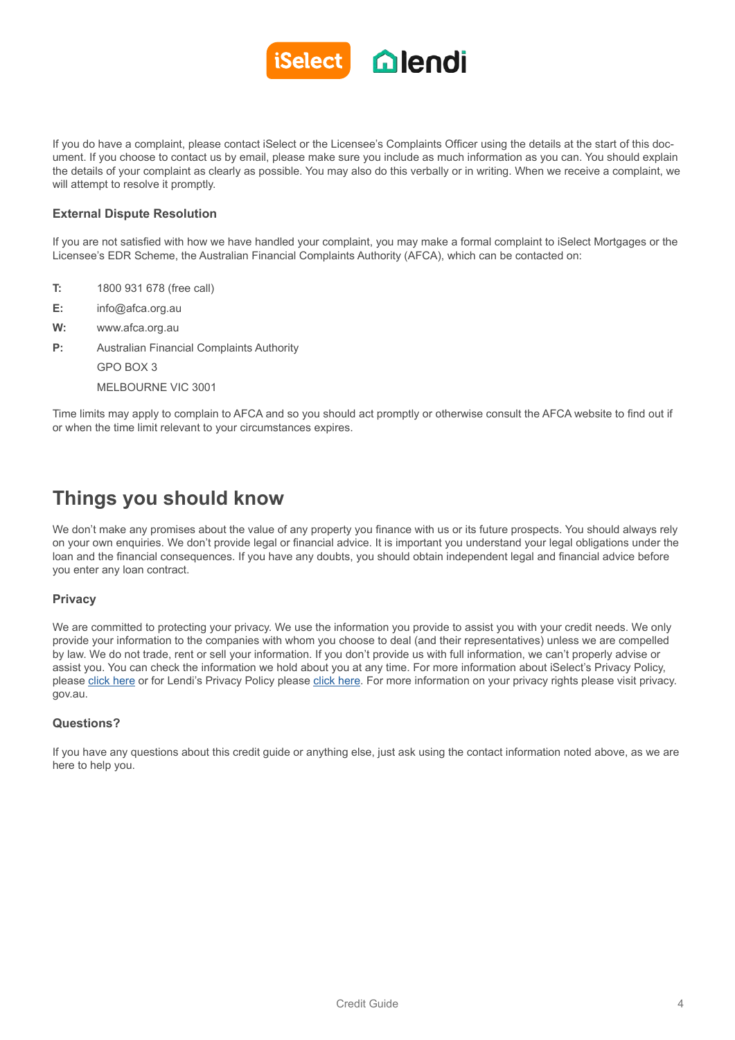If you do have a complaint, please contact iSelect or the Licensee's Complaints Officer using the details at the start of this document. If you choose to contact us by email, please make sure you include as much information as you can. You should explain the details of your complaint as clearly as possible. You may also do this verbally or in writing. When we receive a complaint, we will attempt to resolve it promptly.

### External Dispute Resolution

If you are not satisfied with how we have handled your complaint, you may make a formal complaint to iSelect Mortgages or the Licensee's EDR Scheme, the Australian Financial Complaints Authority (AFCA), which can be contacted on:

**T:** 1800 931 678 (free call)

**E:** info@afca.org.au

**W:** www.afca.org.au

**P:** Australian Financial Complaints Authority
GPO BOX 3
MELBOURNE VIC 3001

Time limits may apply to complain to AFCA and so you should act promptly or otherwise consult the AFCA website to find out if or when the time limit relevant to your circumstances expires.

## Things you should know

We don't make any promises about the value of any property you finance with us or its future prospects. You should always rely on your own enquiries. We don't provide legal or financial advice. It is important you understand your legal obligations under the loan and the financial consequences. If you have any doubts, you should obtain independent legal and financial advice before you enter any loan contract.

### Privacy

We are committed to protecting your privacy. We use the information you provide to assist you with your credit needs. We only provide your information to the companies with whom you choose to deal (and their representatives) unless we are compelled by law. We do not trade, rent or sell your information. If you don't provide us with full information, we can't properly advise or assist you. You can check the information we hold about you at any time. For more information about iSelect's Privacy Policy, please click here or for Lendi's Privacy Policy please click here. For more information on your privacy rights please visit privacy.gov.au.

### Questions?

If you have any questions about this credit guide or anything else, just ask using the contact information noted above, as we are here to help you.